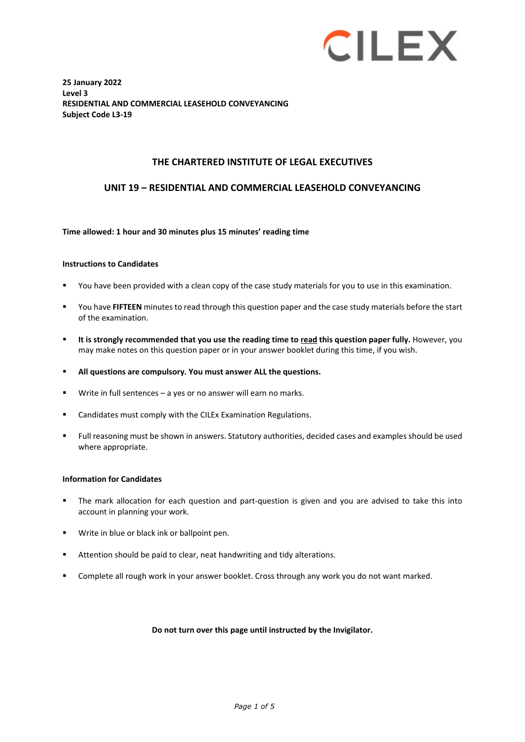CILEX

**25 January 2022**
**Level 3**
**RESIDENTIAL AND COMMERCIAL LEASEHOLD CONVEYANCING**
**Subject Code L3-19**

# THE CHARTERED INSTITUTE OF LEGAL EXECUTIVES

## UNIT 19 – RESIDENTIAL AND COMMERCIAL LEASEHOLD CONVEYANCING

**Time allowed: 1 hour and 30 minutes plus 15 minutes' reading time**

**Instructions to Candidates**

- You have been provided with a clean copy of the case study materials for you to use in this examination.
- You have **FIFTEEN** minutes to read through this question paper and the case study materials before the start of the examination.
- **It is strongly recommended that you use the reading time to <u>read</u> this question paper fully.** However, you may make notes on this question paper or in your answer booklet during this time, if you wish.
- **All questions are compulsory. You must answer ALL the questions.**
- Write in full sentences – a yes or no answer will earn no marks.
- Candidates must comply with the CILEx Examination Regulations.
- Full reasoning must be shown in answers. Statutory authorities, decided cases and examples should be used where appropriate.

**Information for Candidates**

- The mark allocation for each question and part-question is given and you are advised to take this into account in planning your work.
- Write in blue or black ink or ballpoint pen.
- Attention should be paid to clear, neat handwriting and tidy alterations.
- Complete all rough work in your answer booklet. Cross through any work you do not want marked.

**Do not turn over this page until instructed by the Invigilator.**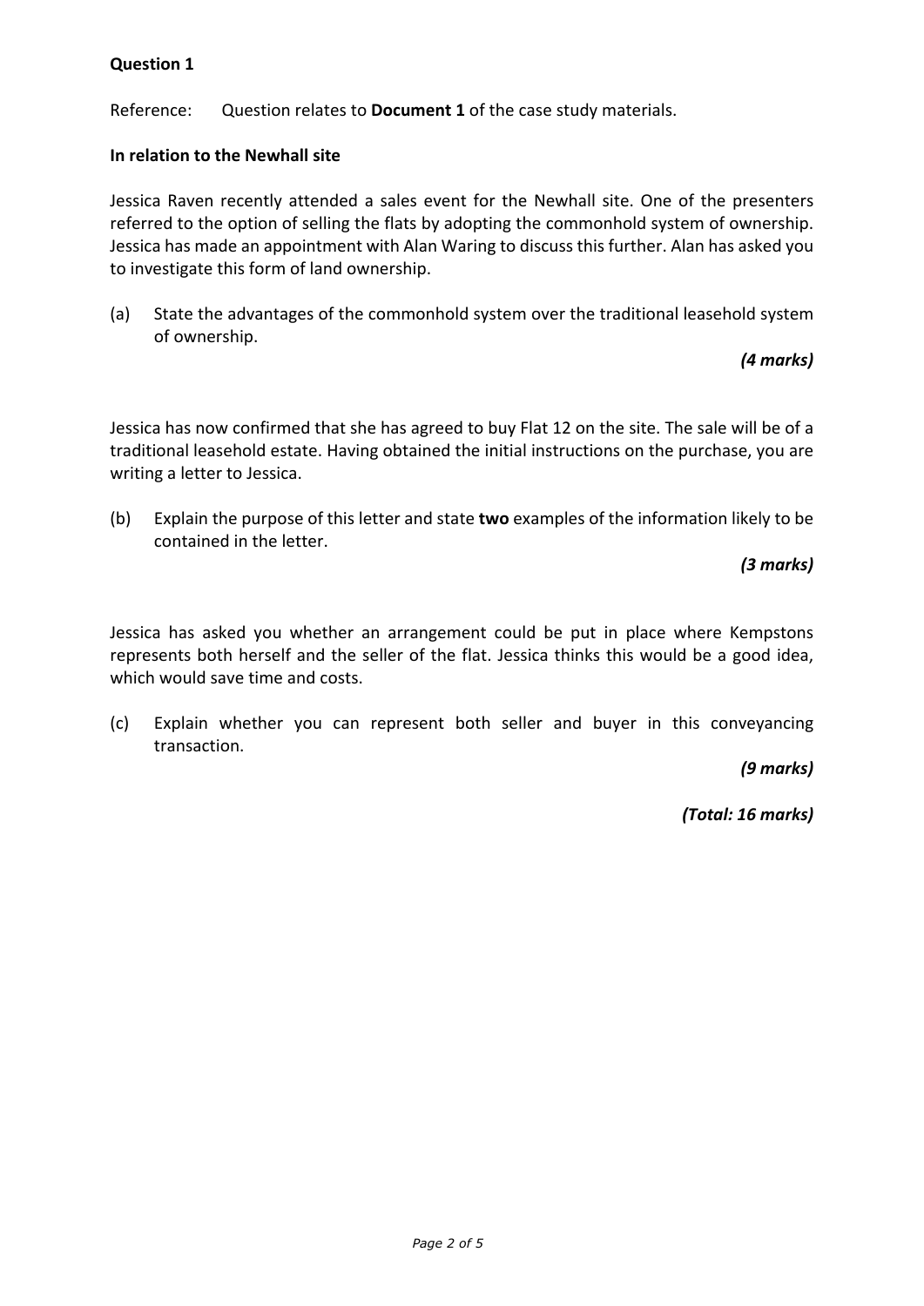**Question 1**

Reference: Question relates to **Document 1** of the case study materials.

**In relation to the Newhall site**

Jessica Raven recently attended a sales event for the Newhall site. One of the presenters referred to the option of selling the flats by adopting the commonhold system of ownership. Jessica has made an appointment with Alan Waring to discuss this further. Alan has asked you to investigate this form of land ownership.

(a) State the advantages of the commonhold system over the traditional leasehold system of ownership.

*(4 marks)*

Jessica has now confirmed that she has agreed to buy Flat 12 on the site. The sale will be of a traditional leasehold estate. Having obtained the initial instructions on the purchase, you are writing a letter to Jessica.

(b) Explain the purpose of this letter and state **two** examples of the information likely to be contained in the letter.

*(3 marks)*

Jessica has asked you whether an arrangement could be put in place where Kempstons represents both herself and the seller of the flat. Jessica thinks this would be a good idea, which would save time and costs.

(c) Explain whether you can represent both seller and buyer in this conveyancing transaction.

*(9 marks)*

*(Total: 16 marks)*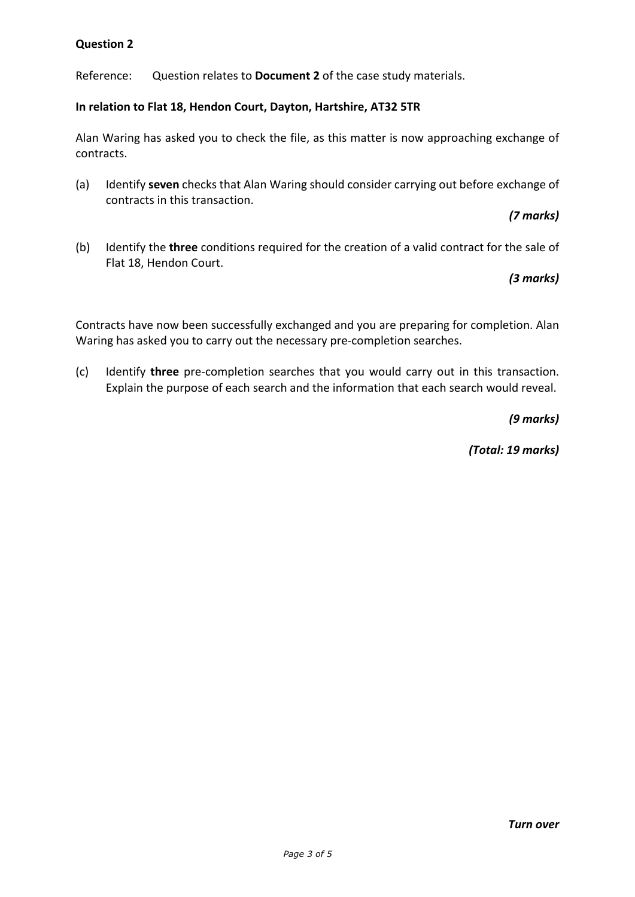**Question 2**

Reference: Question relates to **Document 2** of the case study materials.

**In relation to Flat 18, Hendon Court, Dayton, Hartshire, AT32 5TR**

Alan Waring has asked you to check the file, as this matter is now approaching exchange of contracts.

(a) Identify **seven** checks that Alan Waring should consider carrying out before exchange of contracts in this transaction.

*(7 marks)*

(b) Identify the **three** conditions required for the creation of a valid contract for the sale of Flat 18, Hendon Court.

*(3 marks)*

Contracts have now been successfully exchanged and you are preparing for completion. Alan Waring has asked you to carry out the necessary pre-completion searches.

(c) Identify **three** pre-completion searches that you would carry out in this transaction. Explain the purpose of each search and the information that each search would reveal.

*(9 marks)*

*(Total: 19 marks)*

*Turn over*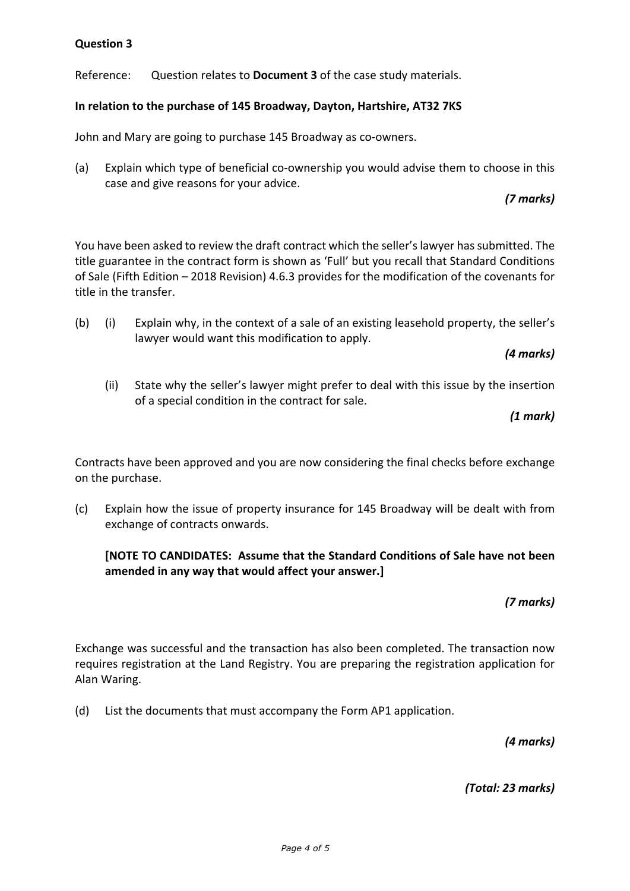**Question 3**

Reference: Question relates to **Document 3** of the case study materials.

**In relation to the purchase of 145 Broadway, Dayton, Hartshire, AT32 7KS**

John and Mary are going to purchase 145 Broadway as co-owners.

(a) Explain which type of beneficial co-ownership you would advise them to choose in this case and give reasons for your advice.

***(7 marks)***

You have been asked to review the draft contract which the seller's lawyer has submitted. The title guarantee in the contract form is shown as 'Full' but you recall that Standard Conditions of Sale (Fifth Edition – 2018 Revision) 4.6.3 provides for the modification of the covenants for title in the transfer.

(b) (i) Explain why, in the context of a sale of an existing leasehold property, the seller's lawyer would want this modification to apply.

***(4 marks)***

(ii) State why the seller's lawyer might prefer to deal with this issue by the insertion of a special condition in the contract for sale.

***(1 mark)***

Contracts have been approved and you are now considering the final checks before exchange on the purchase.

(c) Explain how the issue of property insurance for 145 Broadway will be dealt with from exchange of contracts onwards.

**[NOTE TO CANDIDATES: Assume that the Standard Conditions of Sale have not been amended in any way that would affect your answer.]**

***(7 marks)***

Exchange was successful and the transaction has also been completed. The transaction now requires registration at the Land Registry. You are preparing the registration application for Alan Waring.

(d) List the documents that must accompany the Form AP1 application.

***(4 marks)***

***(Total: 23 marks)***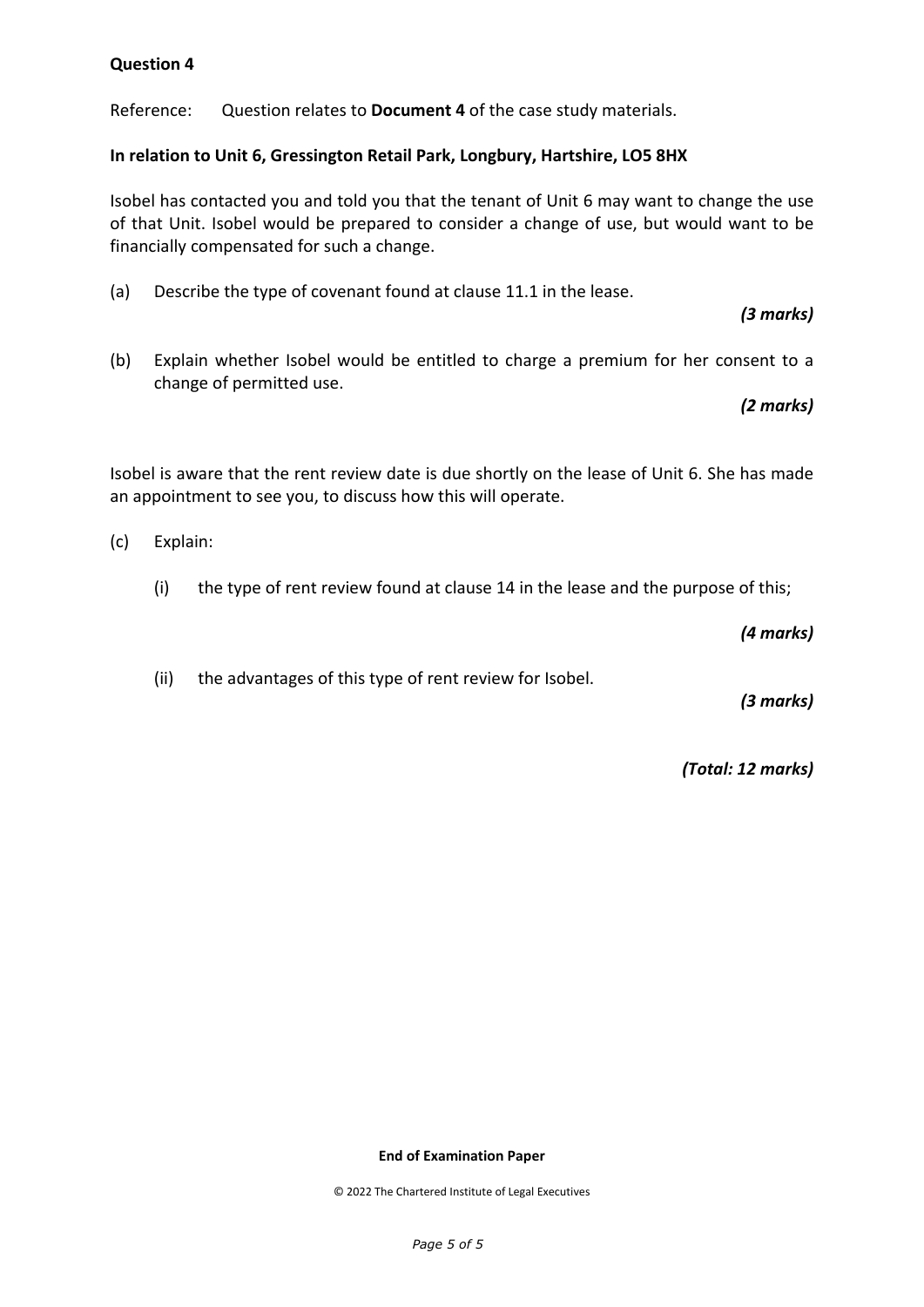## Question 4

Reference: Question relates to **Document 4** of the case study materials.

**In relation to Unit 6, Gressington Retail Park, Longbury, Hartshire, LO5 8HX**

Isobel has contacted you and told you that the tenant of Unit 6 may want to change the use of that Unit. Isobel would be prepared to consider a change of use, but would want to be financially compensated for such a change.

(a) Describe the type of covenant found at clause 11.1 in the lease.

***(3 marks)***

(b) Explain whether Isobel would be entitled to charge a premium for her consent to a change of permitted use.

***(2 marks)***

Isobel is aware that the rent review date is due shortly on the lease of Unit 6. She has made an appointment to see you, to discuss how this will operate.

(c) Explain:

(i) the type of rent review found at clause 14 in the lease and the purpose of this;

***(4 marks)***

(ii) the advantages of this type of rent review for Isobel.

***(3 marks)***

***(Total: 12 marks)***

**End of Examination Paper**

© 2022 The Chartered Institute of Legal Executives